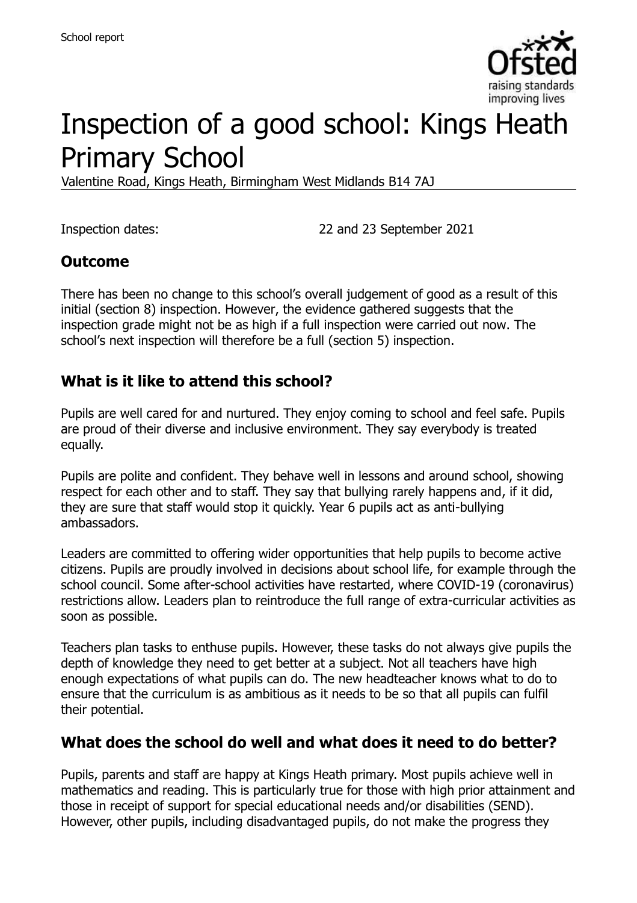School report

# Inspection of a good school: Kings Heath Primary School

Valentine Road, Kings Heath, Birmingham West Midlands B14 7AJ

Inspection dates: 22 and 23 September 2021

## Outcome

There has been no change to this school's overall judgement of good as a result of this initial (section 8) inspection. However, the evidence gathered suggests that the inspection grade might not be as high if a full inspection were carried out now. The school's next inspection will therefore be a full (section 5) inspection.

## What is it like to attend this school?

Pupils are well cared for and nurtured. They enjoy coming to school and feel safe. Pupils are proud of their diverse and inclusive environment. They say everybody is treated equally.

Pupils are polite and confident. They behave well in lessons and around school, showing respect for each other and to staff. They say that bullying rarely happens and, if it did, they are sure that staff would stop it quickly. Year 6 pupils act as anti-bullying ambassadors.

Leaders are committed to offering wider opportunities that help pupils to become active citizens. Pupils are proudly involved in decisions about school life, for example through the school council. Some after-school activities have restarted, where COVID-19 (coronavirus) restrictions allow. Leaders plan to reintroduce the full range of extra-curricular activities as soon as possible.

Teachers plan tasks to enthuse pupils. However, these tasks do not always give pupils the depth of knowledge they need to get better at a subject. Not all teachers have high enough expectations of what pupils can do. The new headteacher knows what to do to ensure that the curriculum is as ambitious as it needs to be so that all pupils can fulfil their potential.

## What does the school do well and what does it need to do better?

Pupils, parents and staff are happy at Kings Heath primary. Most pupils achieve well in mathematics and reading. This is particularly true for those with high prior attainment and those in receipt of support for special educational needs and/or disabilities (SEND). However, other pupils, including disadvantaged pupils, do not make the progress they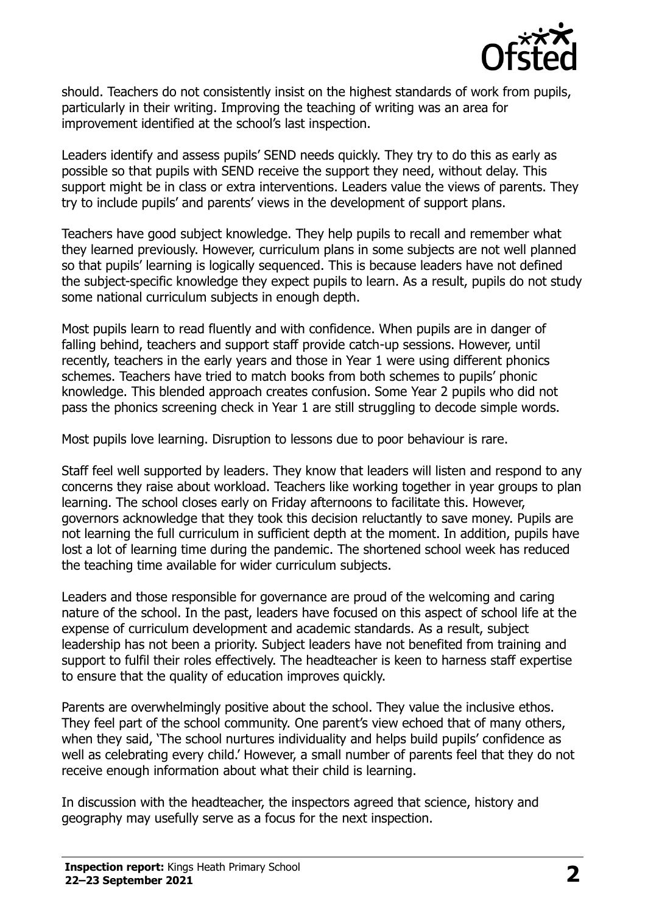should. Teachers do not consistently insist on the highest standards of work from pupils, particularly in their writing. Improving the teaching of writing was an area for improvement identified at the school's last inspection.

Leaders identify and assess pupils' SEND needs quickly. They try to do this as early as possible so that pupils with SEND receive the support they need, without delay. This support might be in class or extra interventions. Leaders value the views of parents. They try to include pupils' and parents' views in the development of support plans.

Teachers have good subject knowledge. They help pupils to recall and remember what they learned previously. However, curriculum plans in some subjects are not well planned so that pupils' learning is logically sequenced. This is because leaders have not defined the subject-specific knowledge they expect pupils to learn. As a result, pupils do not study some national curriculum subjects in enough depth.

Most pupils learn to read fluently and with confidence. When pupils are in danger of falling behind, teachers and support staff provide catch-up sessions. However, until recently, teachers in the early years and those in Year 1 were using different phonics schemes. Teachers have tried to match books from both schemes to pupils' phonic knowledge. This blended approach creates confusion. Some Year 2 pupils who did not pass the phonics screening check in Year 1 are still struggling to decode simple words.

Most pupils love learning. Disruption to lessons due to poor behaviour is rare.

Staff feel well supported by leaders. They know that leaders will listen and respond to any concerns they raise about workload. Teachers like working together in year groups to plan learning. The school closes early on Friday afternoons to facilitate this. However, governors acknowledge that they took this decision reluctantly to save money. Pupils are not learning the full curriculum in sufficient depth at the moment. In addition, pupils have lost a lot of learning time during the pandemic. The shortened school week has reduced the teaching time available for wider curriculum subjects.

Leaders and those responsible for governance are proud of the welcoming and caring nature of the school. In the past, leaders have focused on this aspect of school life at the expense of curriculum development and academic standards. As a result, subject leadership has not been a priority. Subject leaders have not benefited from training and support to fulfil their roles effectively. The headteacher is keen to harness staff expertise to ensure that the quality of education improves quickly.

Parents are overwhelmingly positive about the school. They value the inclusive ethos. They feel part of the school community. One parent's view echoed that of many others, when they said, 'The school nurtures individuality and helps build pupils' confidence as well as celebrating every child.' However, a small number of parents feel that they do not receive enough information about what their child is learning.

In discussion with the headteacher, the inspectors agreed that science, history and geography may usefully serve as a focus for the next inspection.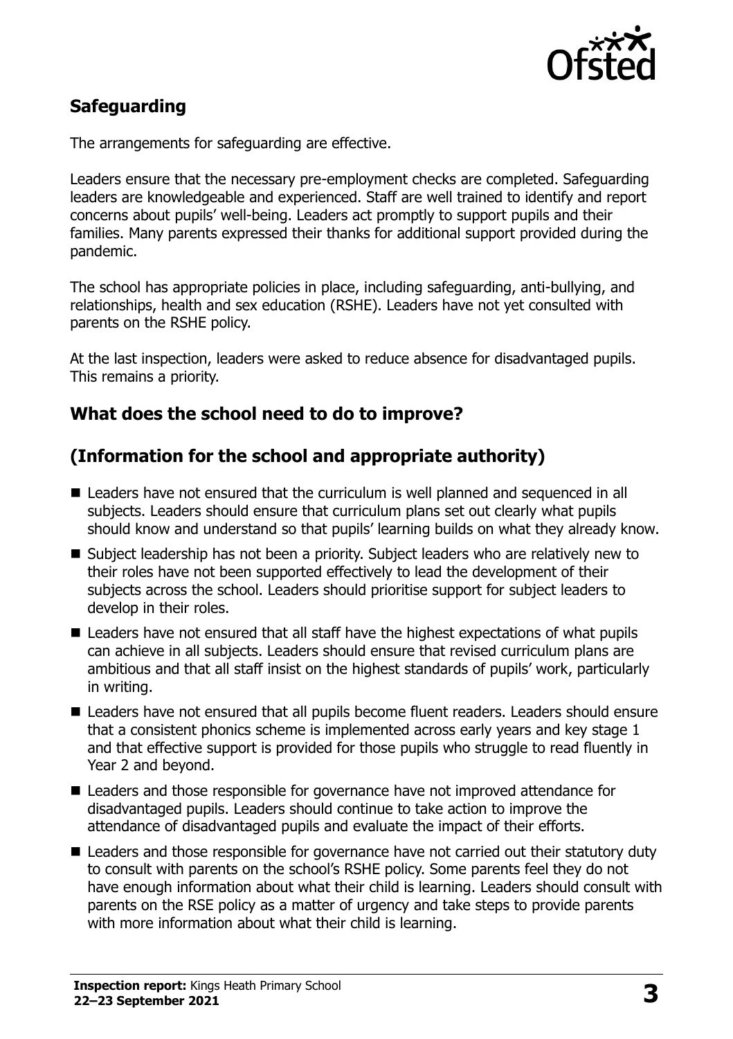## Safeguarding

The arrangements for safeguarding are effective.

Leaders ensure that the necessary pre-employment checks are completed. Safeguarding leaders are knowledgeable and experienced. Staff are well trained to identify and report concerns about pupils' well-being. Leaders act promptly to support pupils and their families. Many parents expressed their thanks for additional support provided during the pandemic.

The school has appropriate policies in place, including safeguarding, anti-bullying, and relationships, health and sex education (RSHE). Leaders have not yet consulted with parents on the RSHE policy.

At the last inspection, leaders were asked to reduce absence for disadvantaged pupils. This remains a priority.

## What does the school need to do to improve?

## (Information for the school and appropriate authority)

- Leaders have not ensured that the curriculum is well planned and sequenced in all subjects. Leaders should ensure that curriculum plans set out clearly what pupils should know and understand so that pupils' learning builds on what they already know.
- Subject leadership has not been a priority. Subject leaders who are relatively new to their roles have not been supported effectively to lead the development of their subjects across the school. Leaders should prioritise support for subject leaders to develop in their roles.
- Leaders have not ensured that all staff have the highest expectations of what pupils can achieve in all subjects. Leaders should ensure that revised curriculum plans are ambitious and that all staff insist on the highest standards of pupils' work, particularly in writing.
- Leaders have not ensured that all pupils become fluent readers. Leaders should ensure that a consistent phonics scheme is implemented across early years and key stage 1 and that effective support is provided for those pupils who struggle to read fluently in Year 2 and beyond.
- Leaders and those responsible for governance have not improved attendance for disadvantaged pupils. Leaders should continue to take action to improve the attendance of disadvantaged pupils and evaluate the impact of their efforts.
- Leaders and those responsible for governance have not carried out their statutory duty to consult with parents on the school's RSHE policy. Some parents feel they do not have enough information about what their child is learning. Leaders should consult with parents on the RSE policy as a matter of urgency and take steps to provide parents with more information about what their child is learning.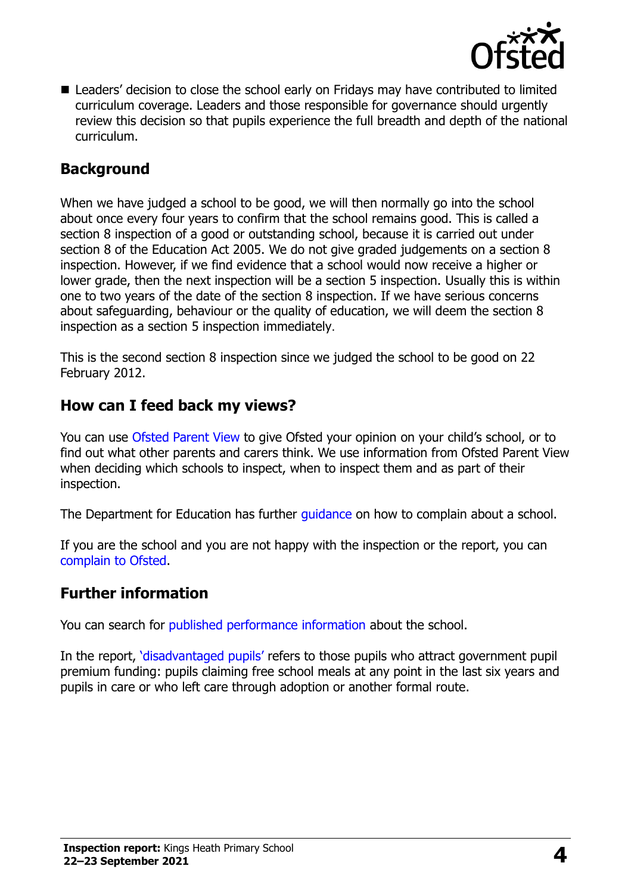- Leaders' decision to close the school early on Fridays may have contributed to limited curriculum coverage. Leaders and those responsible for governance should urgently review this decision so that pupils experience the full breadth and depth of the national curriculum.

## Background

When we have judged a school to be good, we will then normally go into the school about once every four years to confirm that the school remains good. This is called a section 8 inspection of a good or outstanding school, because it is carried out under section 8 of the Education Act 2005. We do not give graded judgements on a section 8 inspection. However, if we find evidence that a school would now receive a higher or lower grade, then the next inspection will be a section 5 inspection. Usually this is within one to two years of the date of the section 8 inspection. If we have serious concerns about safeguarding, behaviour or the quality of education, we will deem the section 8 inspection as a section 5 inspection immediately.

This is the second section 8 inspection since we judged the school to be good on 22 February 2012.

## How can I feed back my views?

You can use Ofsted Parent View to give Ofsted your opinion on your child's school, or to find out what other parents and carers think. We use information from Ofsted Parent View when deciding which schools to inspect, when to inspect them and as part of their inspection.

The Department for Education has further guidance on how to complain about a school.

If you are the school and you are not happy with the inspection or the report, you can complain to Ofsted.

## Further information

You can search for published performance information about the school.

In the report, 'disadvantaged pupils' refers to those pupils who attract government pupil premium funding: pupils claiming free school meals at any point in the last six years and pupils in care or who left care through adoption or another formal route.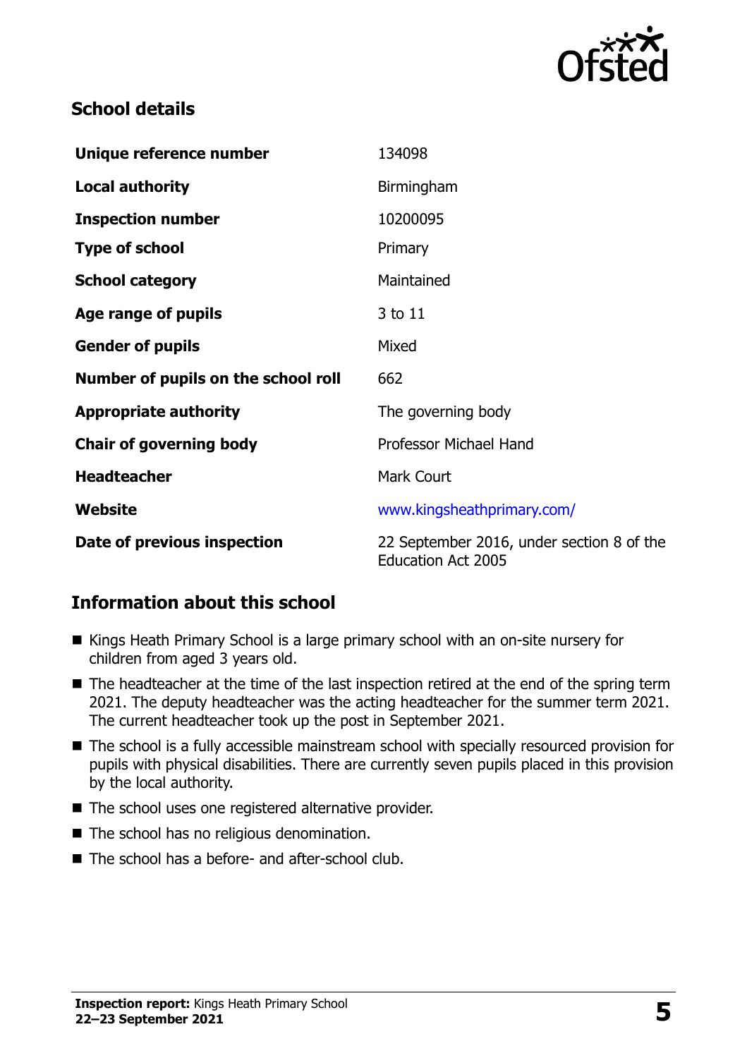## School details

| | |
|---|---|
| **Unique reference number** | 134098 |
| **Local authority** | Birmingham |
| **Inspection number** | 10200095 |
| **Type of school** | Primary |
| **School category** | Maintained |
| **Age range of pupils** | 3 to 11 |
| **Gender of pupils** | Mixed |
| **Number of pupils on the school roll** | 662 |
| **Appropriate authority** | The governing body |
| **Chair of governing body** | Professor Michael Hand |
| **Headteacher** | Mark Court |
| **Website** | www.kingsheathprimary.com/ |
| **Date of previous inspection** | 22 September 2016, under section 8 of the Education Act 2005 |

## Information about this school

- Kings Heath Primary School is a large primary school with an on-site nursery for children from aged 3 years old.
- The headteacher at the time of the last inspection retired at the end of the spring term 2021. The deputy headteacher was the acting headteacher for the summer term 2021. The current headteacher took up the post in September 2021.
- The school is a fully accessible mainstream school with specially resourced provision for pupils with physical disabilities. There are currently seven pupils placed in this provision by the local authority.
- The school uses one registered alternative provider.
- The school has no religious denomination.
- The school has a before- and after-school club.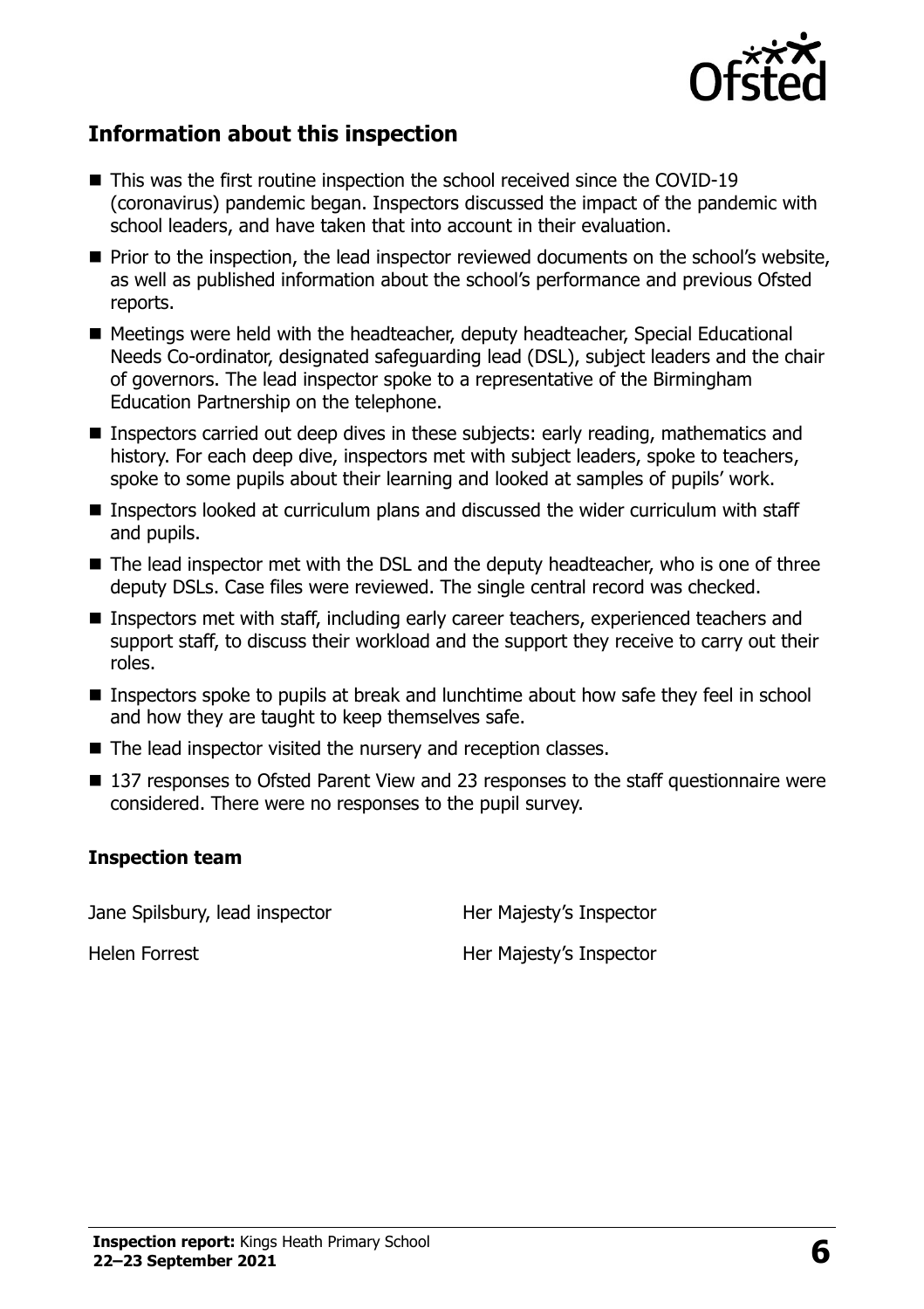## Information about this inspection

- This was the first routine inspection the school received since the COVID-19 (coronavirus) pandemic began. Inspectors discussed the impact of the pandemic with school leaders, and have taken that into account in their evaluation.
- Prior to the inspection, the lead inspector reviewed documents on the school's website, as well as published information about the school's performance and previous Ofsted reports.
- Meetings were held with the headteacher, deputy headteacher, Special Educational Needs Co-ordinator, designated safeguarding lead (DSL), subject leaders and the chair of governors. The lead inspector spoke to a representative of the Birmingham Education Partnership on the telephone.
- Inspectors carried out deep dives in these subjects: early reading, mathematics and history. For each deep dive, inspectors met with subject leaders, spoke to teachers, spoke to some pupils about their learning and looked at samples of pupils' work.
- Inspectors looked at curriculum plans and discussed the wider curriculum with staff and pupils.
- The lead inspector met with the DSL and the deputy headteacher, who is one of three deputy DSLs. Case files were reviewed. The single central record was checked.
- Inspectors met with staff, including early career teachers, experienced teachers and support staff, to discuss their workload and the support they receive to carry out their roles.
- Inspectors spoke to pupils at break and lunchtime about how safe they feel in school and how they are taught to keep themselves safe.
- The lead inspector visited the nursery and reception classes.
- 137 responses to Ofsted Parent View and 23 responses to the staff questionnaire were considered. There were no responses to the pupil survey.

### Inspection team

| | |
|---|---|
| Jane Spilsbury, lead inspector | Her Majesty's Inspector |
| Helen Forrest | Her Majesty's Inspector |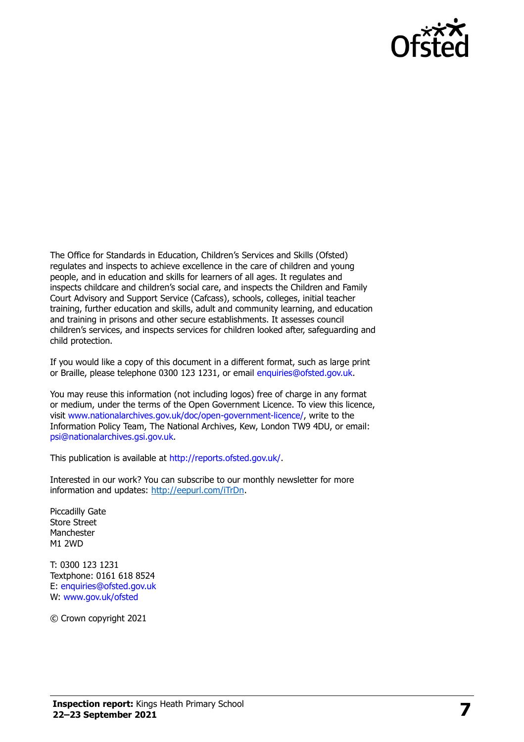The Office for Standards in Education, Children's Services and Skills (Ofsted) regulates and inspects to achieve excellence in the care of children and young people, and in education and skills for learners of all ages. It regulates and inspects childcare and children's social care, and inspects the Children and Family Court Advisory and Support Service (Cafcass), schools, colleges, initial teacher training, further education and skills, adult and community learning, and education and training in prisons and other secure establishments. It assesses council children's services, and inspects services for children looked after, safeguarding and child protection.

If you would like a copy of this document in a different format, such as large print or Braille, please telephone 0300 123 1231, or email enquiries@ofsted.gov.uk.

You may reuse this information (not including logos) free of charge in any format or medium, under the terms of the Open Government Licence. To view this licence, visit www.nationalarchives.gov.uk/doc/open-government-licence/, write to the Information Policy Team, The National Archives, Kew, London TW9 4DU, or email: psi@nationalarchives.gsi.gov.uk.

This publication is available at http://reports.ofsted.gov.uk/.

Interested in our work? You can subscribe to our monthly newsletter for more information and updates: http://eepurl.com/iTrDn.

Piccadilly Gate
Store Street
Manchester
M1 2WD

T: 0300 123 1231
Textphone: 0161 618 8524
E: enquiries@ofsted.gov.uk
W: www.gov.uk/ofsted

© Crown copyright 2021